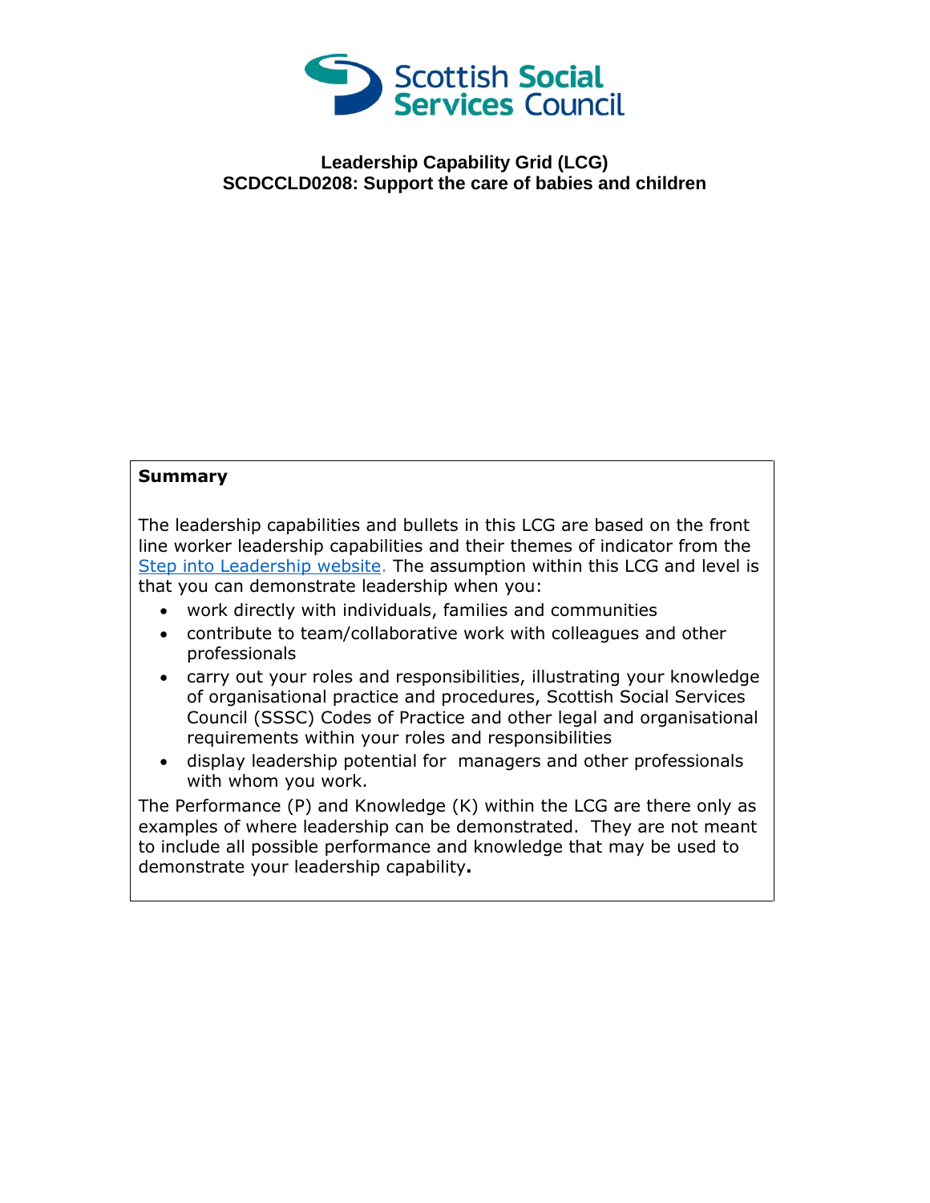Scottish Social Services Council

# Leadership Capability Grid (LCG)
## SCDCCLD0208: Support the care of babies and children

**Summary**

The leadership capabilities and bullets in this LCG are based on the front line worker leadership capabilities and their themes of indicator from the Step into Leadership website. The assumption within this LCG and level is that you can demonstrate leadership when you:

- work directly with individuals, families and communities
- contribute to team/collaborative work with colleagues and other professionals
- carry out your roles and responsibilities, illustrating your knowledge of organisational practice and procedures, Scottish Social Services Council (SSSC) Codes of Practice and other legal and organisational requirements within your roles and responsibilities
- display leadership potential for managers and other professionals with whom you work.

The Performance (P) and Knowledge (K) within the LCG are there only as examples of where leadership can be demonstrated. They are not meant to include all possible performance and knowledge that may be used to demonstrate your leadership capability**.**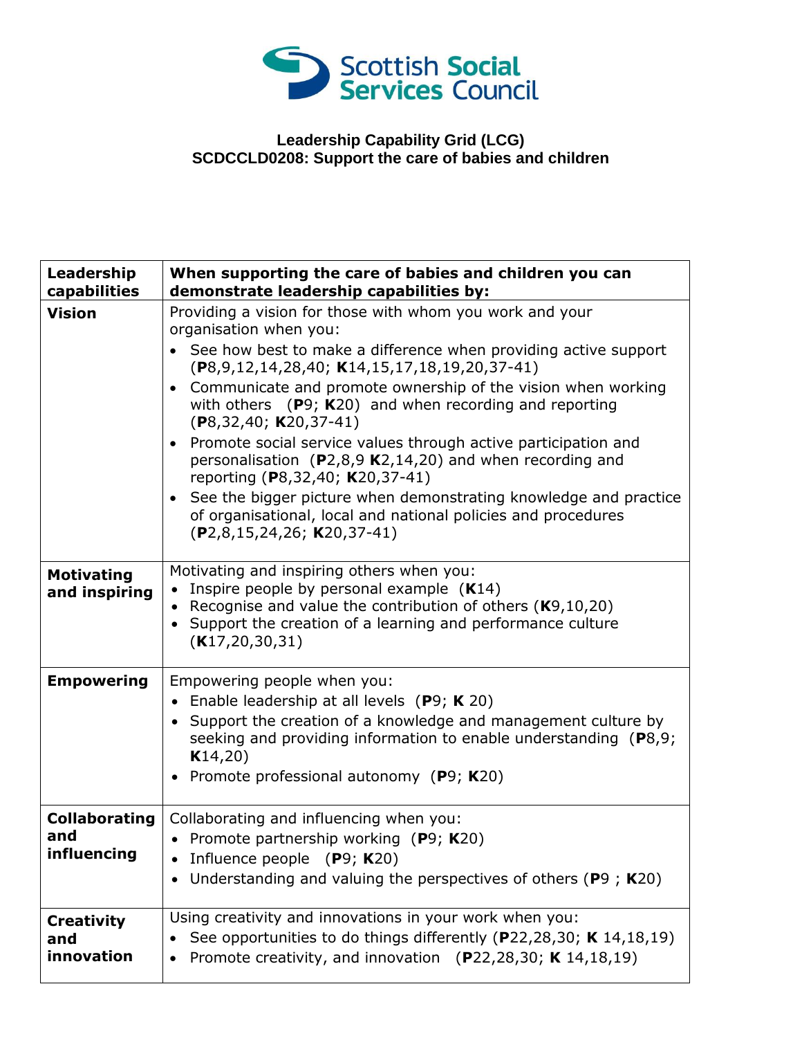**Leadership Capability Grid (LCG)**
**SCDCCLD0208: Support the care of babies and children**

| **Leadership capabilities** | **When supporting the care of babies and children you can demonstrate leadership capabilities by:** |
|---|---|
| **Vision** | Providing a vision for those with whom you work and your organisation when you: <br>• See how best to make a difference when providing active support (**P**8,9,12,14,28,40; **K**14,15,17,18,19,20,37-41) <br>• Communicate and promote ownership of the vision when working with others (**P**9; **K**20) and when recording and reporting (**P**8,32,40; **K**20,37-41) <br>• Promote social service values through active participation and personalisation (**P**2,8,9 **K**2,14,20) and when recording and reporting (**P**8,32,40; **K**20,37-41) <br>• See the bigger picture when demonstrating knowledge and practice of organisational, local and national policies and procedures (**P**2,8,15,24,26; **K**20,37-41) |
| **Motivating and inspiring** | Motivating and inspiring others when you: <br>• Inspire people by personal example (**K**14) <br>• Recognise and value the contribution of others (**K**9,10,20) <br>• Support the creation of a learning and performance culture (**K**17,20,30,31) |
| **Empowering** | Empowering people when you: <br>• Enable leadership at all levels (**P**9; **K** 20) <br>• Support the creation of a knowledge and management culture by seeking and providing information to enable understanding (**P**8,9; **K**14,20) <br>• Promote professional autonomy (**P**9; **K**20) |
| **Collaborating and influencing** | Collaborating and influencing when you: <br>• Promote partnership working (**P**9; **K**20) <br>• Influence people (**P**9; **K**20) <br>• Understanding and valuing the perspectives of others (**P**9 ; **K**20) |
| **Creativity and innovation** | Using creativity and innovations in your work when you: <br>• See opportunities to do things differently (**P**22,28,30; **K** 14,18,19) <br>• Promote creativity, and innovation (**P**22,28,30; **K** 14,18,19) |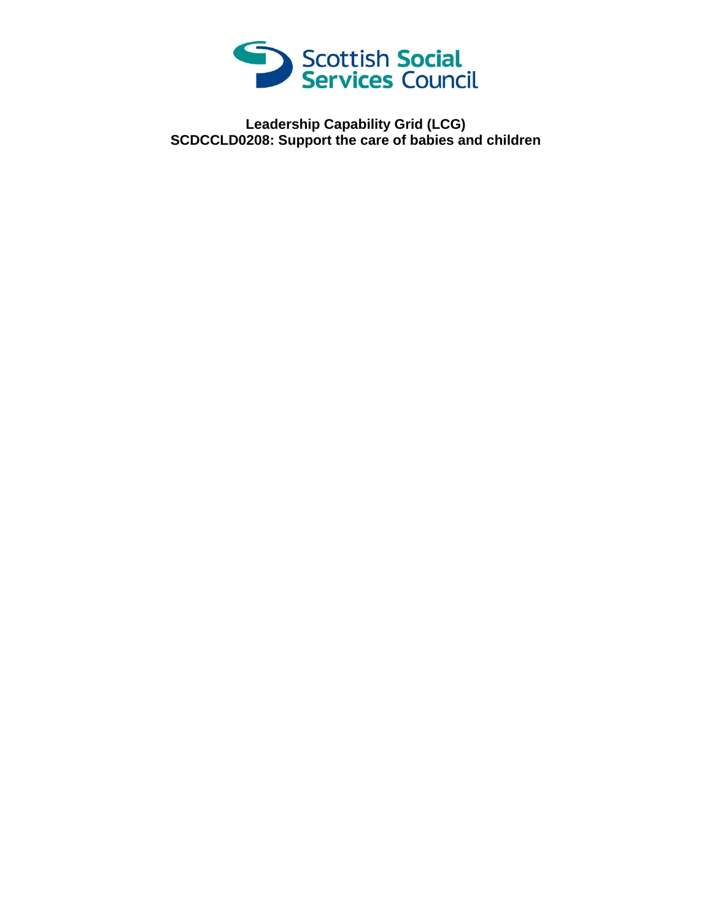Scottish Social Services Council

**Leadership Capability Grid (LCG)**
**SCDCCLD0208: Support the care of babies and children**